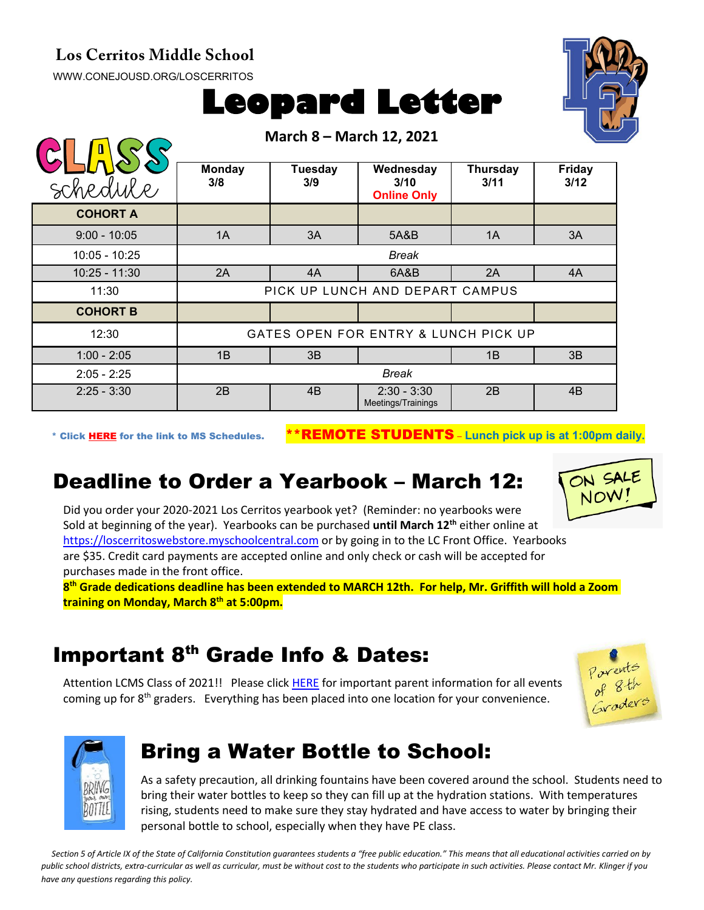**Los Cerritos Middle School**

WWW.CONEJOUSD.ORG/LOSCERRITOS

# Leopard Letter

**March 8 – March 12, 2021**

| CLASS schedule | Monday 3/8 | Tuesday 3/9 | Wednesday 3/10 Online Only | Thursday 3/11 | Friday 3/12 |
|---|---|---|---|---|---|
| **COHORT A** | | | | | |
| 9:00 - 10:05 | 1A | 3A | 5A&B | 1A | 3A |
| 10:05 - 10:25 | *Break* | | | | |
| 10:25 - 11:30 | 2A | 4A | 6A&B | 2A | 4A |
| 11:30 | PICK UP LUNCH AND DEPART CAMPUS | | | | |
| **COHORT B** | | | | | |
| 12:30 | GATES OPEN FOR ENTRY & LUNCH PICK UP | | | | |
| 1:00 - 2:05 | 1B | 3B | | 1B | 3B |
| 2:05 - 2:25 | *Break* | | | | |
| 2:25 - 3:30 | 2B | 4B | 2:30 - 3:30 Meetings/Trainings | 2B | 4B |

\* Click HERE for the link to MS Schedules.

**\*\*REMOTE STUDENTS – Lunch pick up is at 1:00pm daily.**

## Deadline to Order a Yearbook – March 12:

ON SALE NOW!

Did you order your 2020-2021 Los Cerritos yearbook yet? (Reminder: no yearbooks were Sold at beginning of the year). Yearbooks can be purchased **until March 12th** either online at https://loscerritoswebstore.myschoolcentral.com or by going in to the LC Front Office. Yearbooks are $35. Credit card payments are accepted online and only check or cash will be accepted for purchases made in the front office.

**8th Grade dedications deadline has been extended to MARCH 12th. For help, Mr. Griffith will hold a Zoom training on Monday, March 8th at 5:00pm.**

## Important 8th Grade Info & Dates:

Parents of 8th Graders

Attention LCMS Class of 2021!! Please click HERE for important parent information for all events coming up for 8th graders. Everything has been placed into one location for your convenience.

## Bring a Water Bottle to School:

As a safety precaution, all drinking fountains have been covered around the school. Students need to bring their water bottles to keep so they can fill up at the hydration stations. With temperatures rising, students need to make sure they stay hydrated and have access to water by bringing their personal bottle to school, especially when they have PE class.

*Section 5 of Article IX of the State of California Constitution guarantees students a "free public education." This means that all educational activities carried on by public school districts, extra-curricular as well as curricular, must be without cost to the students who participate in such activities. Please contact Mr. Klinger if you have any questions regarding this policy.*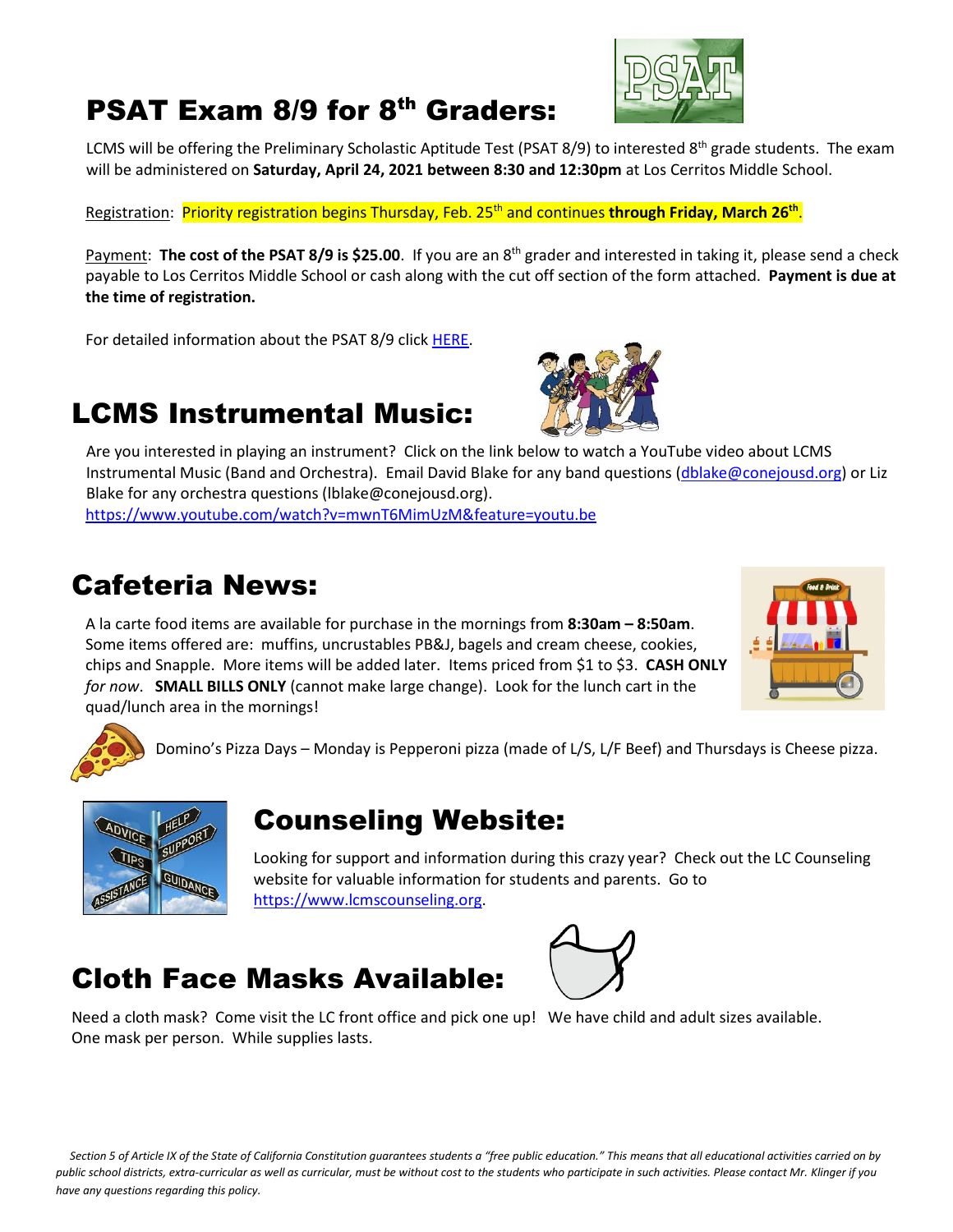# PSAT Exam 8/9 for 8th Graders:

LCMS will be offering the Preliminary Scholastic Aptitude Test (PSAT 8/9) to interested 8th grade students. The exam will be administered on **Saturday, April 24, 2021 between 8:30 and 12:30pm** at Los Cerritos Middle School.

Registration: Priority registration begins Thursday, Feb. 25th and continues **through Friday, March 26th**.

Payment: **The cost of the PSAT 8/9 is $25.00**. If you are an 8th grader and interested in taking it, please send a check payable to Los Cerritos Middle School or cash along with the cut off section of the form attached. **Payment is due at the time of registration.**

For detailed information about the PSAT 8/9 click HERE.

# LCMS Instrumental Music:

Are you interested in playing an instrument? Click on the link below to watch a YouTube video about LCMS Instrumental Music (Band and Orchestra). Email David Blake for any band questions (dblake@conejousd.org) or Liz Blake for any orchestra questions (lblake@conejousd.org).
https://www.youtube.com/watch?v=mwnT6MimUzM&feature=youtu.be

# Cafeteria News:

A la carte food items are available for purchase in the mornings from **8:30am – 8:50am**. Some items offered are: muffins, uncrustables PB&J, bagels and cream cheese, cookies, chips and Snapple. More items will be added later. Items priced from $1 to $3. **CASH ONLY** *for now*. **SMALL BILLS ONLY** (cannot make large change). Look for the lunch cart in the quad/lunch area in the mornings!

Domino's Pizza Days – Monday is Pepperoni pizza (made of L/S, L/F Beef) and Thursdays is Cheese pizza.

# Counseling Website:

Looking for support and information during this crazy year? Check out the LC Counseling website for valuable information for students and parents. Go to https://www.lcmscounseling.org.

# Cloth Face Masks Available:

Need a cloth mask? Come visit the LC front office and pick one up! We have child and adult sizes available. One mask per person. While supplies lasts.

*Section 5 of Article IX of the State of California Constitution guarantees students a "free public education." This means that all educational activities carried on by public school districts, extra-curricular as well as curricular, must be without cost to the students who participate in such activities. Please contact Mr. Klinger if you have any questions regarding this policy.*